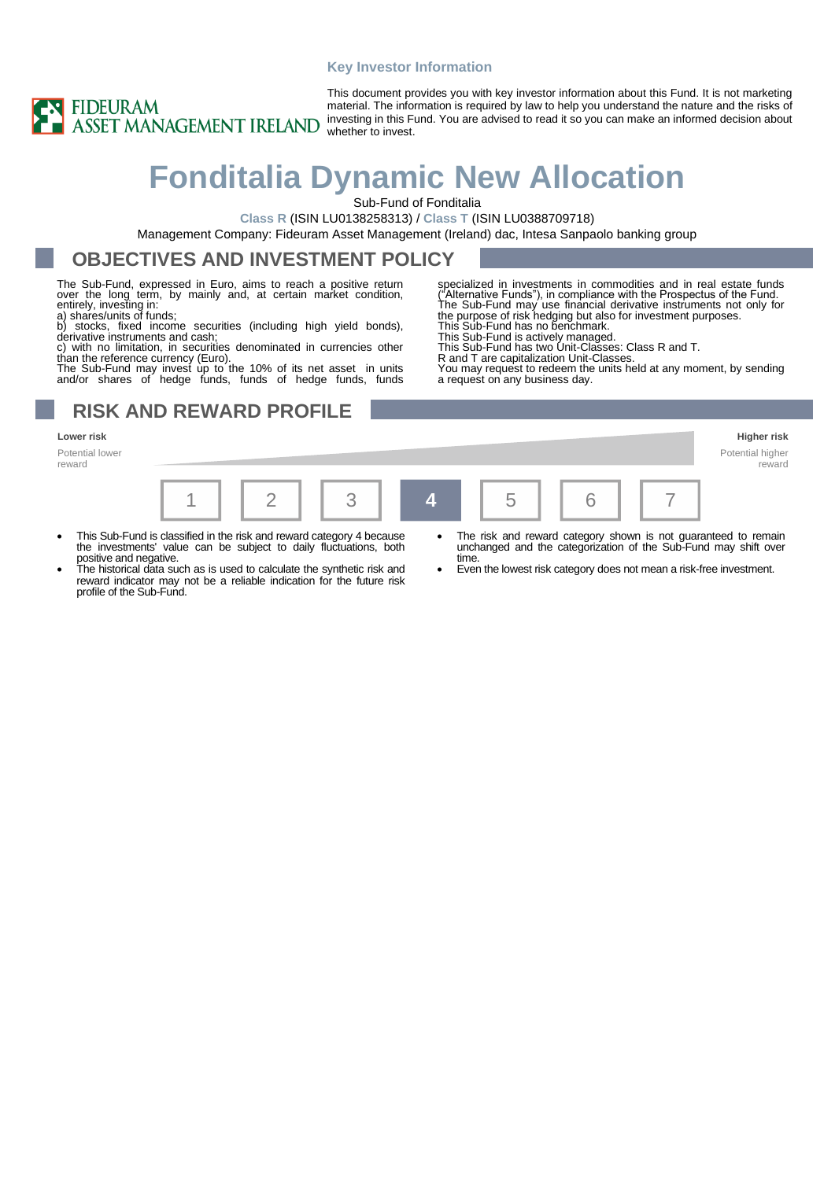Key Investor Information

FIDEURAM ASSET MANAGEMENT IRELAND

This document provides you with key investor information about this Fund. It is not marketing material. The information is required by law to help you understand the nature and the risks of investing in this Fund. You are advised to read it so you can make an informed decision about whether to invest.

# Fonditalia Dynamic New Allocation

Sub-Fund of Fonditalia

**Class R** (ISIN LU0138258313) / **Class T** (ISIN LU0388709718)

Management Company: Fideuram Asset Management (Ireland) dac, Intesa Sanpaolo banking group

## OBJECTIVES AND INVESTMENT POLICY

The Sub-Fund, expressed in Euro, aims to reach a positive return over the long term, by mainly and, at certain market condition, entirely, investing in:

a) shares/units of funds;

b) stocks, fixed income securities (including high yield bonds), derivative instruments and cash;

c) with no limitation, in securities denominated in currencies other than the reference currency (Euro).

The Sub-Fund may invest up to the 10% of its net asset in units and/or shares of hedge funds, funds of hedge funds, funds specialized in investments in commodities and in real estate funds ("Alternative Funds"), in compliance with the Prospectus of the Fund.

The Sub-Fund may use financial derivative instruments not only for the purpose of risk hedging but also for investment purposes.

This Sub-Fund has no benchmark.

This Sub-Fund is actively managed.

This Sub-Fund has two Unit-Classes: Class R and T.

R and T are capitalization Unit-Classes.

You may request to redeem the units held at any moment, by sending a request on any business day.

## RISK AND REWARD PROFILE

| Lower risk<br>Potential lower reward | | | | | | Higher risk<br>Potential higher reward |
|---|---|---|---|---|---|---|
| 1 | 2 | 3 | **4** | 5 | 6 | 7 |

- This Sub-Fund is classified in the risk and reward category 4 because the investments' value can be subject to daily fluctuations, both positive and negative.
- The historical data such as is used to calculate the synthetic risk and reward indicator may not be a reliable indication for the future risk profile of the Sub-Fund.
- The risk and reward category shown is not guaranteed to remain unchanged and the categorization of the Sub-Fund may shift over time.
- Even the lowest risk category does not mean a risk-free investment.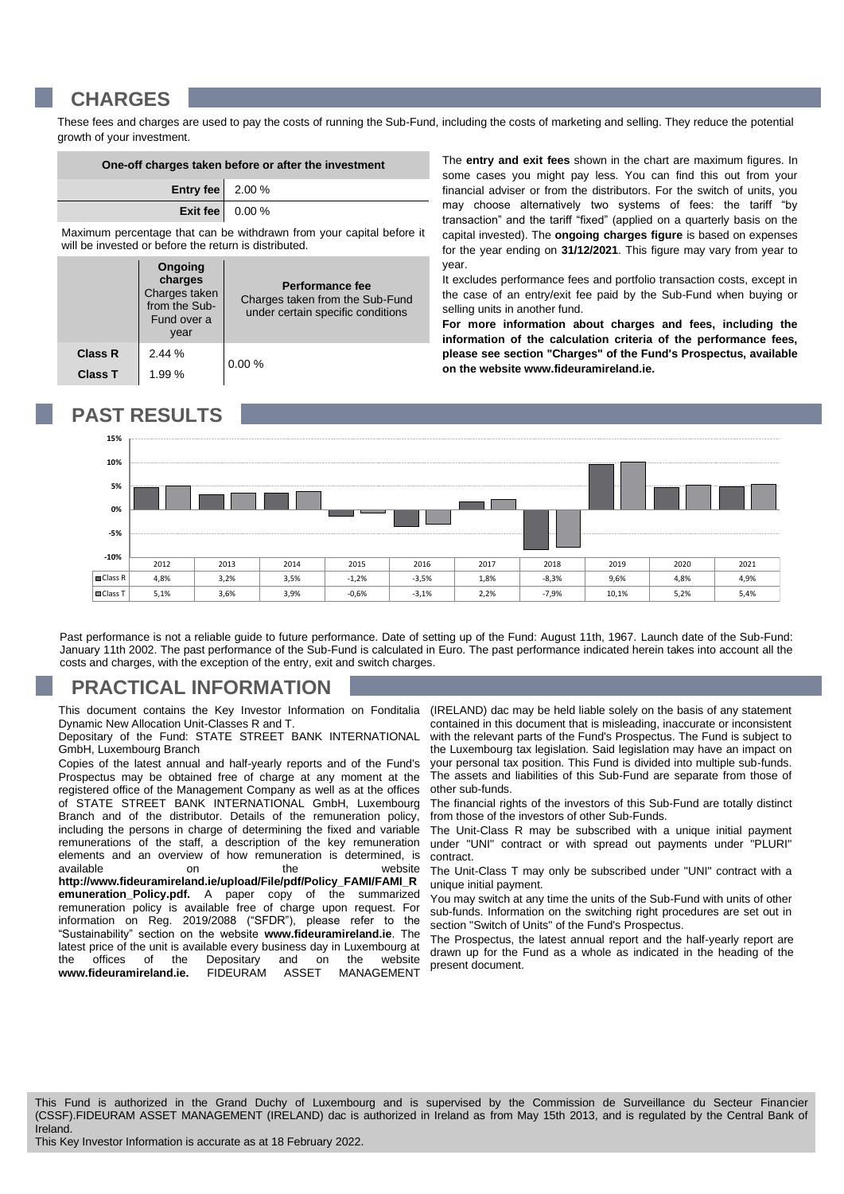## CHARGES

These fees and charges are used to pay the costs of running the Sub-Fund, including the costs of marketing and selling. They reduce the potential growth of your investment.

| One-off charges taken before or after the investment | |
|---|---|
| **Entry fee** | 2.00 % |
| **Exit fee** | 0.00 % |

Maximum percentage that can be withdrawn from your capital before it will be invested or before the return is distributed.

| | **Ongoing charges** Charges taken from the Sub-Fund over a year | **Performance fee** Charges taken from the Sub-Fund under certain specific conditions |
|---|---|---|
| **Class R** | 2.44 % | 0.00 % |
| **Class T** | 1.99 % | |

The **entry and exit fees** shown in the chart are maximum figures. In some cases you might pay less. You can find this out from your financial adviser or from the distributors. For the switch of units, you may choose alternatively two systems of fees: the tariff "by transaction" and the tariff "fixed" (applied on a quarterly basis on the capital invested). The **ongoing charges figure** is based on expenses for the year ending on **31/12/2021**. This figure may vary from year to year.

It excludes performance fees and portfolio transaction costs, except in the case of an entry/exit fee paid by the Sub-Fund when buying or selling units in another fund.

**For more information about charges and fees, including the information of the calculation criteria of the performance fees, please see section "Charges" of the Fund's Prospectus, available on the website www.fideuramireland.ie.**

## PAST RESULTS

15%
10%
5%
0%
-5%
-10%

2012 2013 2014 2015 2016 2017 2018 2019 2020 2021

Class R: 4,8% 3,2% 3,5% -1,2% -3,5% 1,8% -8,3% 9,6% 4,8% 4,9%

Class T: 5,1% 3,6% 3,9% -0,6% -3,1% 2,2% -7,9% 10,1% 5,2% 5,4%

Past performance is not a reliable guide to future performance. Date of setting up of the Fund: August 11th, 1967. Launch date of the Sub-Fund: January 11th 2002. The past performance of the Sub-Fund is calculated in Euro. The past performance indicated herein takes into account all the costs and charges, with the exception of the entry, exit and switch charges.

## PRACTICAL INFORMATION

This document contains the Key Investor Information on Fonditalia Dynamic New Allocation Unit-Classes R and T.

Depositary of the Fund: STATE STREET BANK INTERNATIONAL GmbH, Luxembourg Branch

Copies of the latest annual and half-yearly reports and of the Fund's Prospectus may be obtained free of charge at any moment at the registered office of the Management Company as well as at the offices of STATE STREET BANK INTERNATIONAL GmbH, Luxembourg Branch and of the distributor. Details of the remuneration policy, including the persons in charge of determining the fixed and variable remunerations of the staff, a description of the key remuneration elements and an overview of how remuneration is determined, is available on the website **http://www.fideuramireland.ie/upload/File/pdf/Policy_FAMI/FAMI_Remuneration_Policy.pdf.** A paper copy of the summarized remuneration policy is available free of charge upon request. For information on Reg. 2019/2088 ("SFDR"), please refer to the "Sustainability" section on the website **www.fideuramireland.ie**. The latest price of the unit is available every business day in Luxembourg at the offices of the Depositary and on the website **www.fideuramireland.ie.** FIDEURAM ASSET MANAGEMENT (IRELAND) dac may be held liable solely on the basis of any statement contained in this document that is misleading, inaccurate or inconsistent with the relevant parts of the Fund's Prospectus. The Fund is subject to the Luxembourg tax legislation. Said legislation may have an impact on your personal tax position. This Fund is divided into multiple sub-funds. The assets and liabilities of this Sub-Fund are separate from those of other sub-funds.

The financial rights of the investors of this Sub-Fund are totally distinct from those of the investors of other Sub-Funds.

The Unit-Class R may be subscribed with a unique initial payment under "UNI" contract or with spread out payments under "PLURI" contract.

The Unit-Class T may only be subscribed under "UNI" contract with a unique initial payment.

You may switch at any time the units of the Sub-Fund with units of other sub-funds. Information on the switching right procedures are set out in section "Switch of Units" of the Fund's Prospectus.

The Prospectus, the latest annual report and the half-yearly report are drawn up for the Fund as a whole as indicated in the heading of the present document.

This Fund is authorized in the Grand Duchy of Luxembourg and is supervised by the Commission de Surveillance du Secteur Financier (CSSF).FIDEURAM ASSET MANAGEMENT (IRELAND) dac is authorized in Ireland as from May 15th 2013, and is regulated by the Central Bank of Ireland.

This Key Investor Information is accurate as at 18 February 2022.